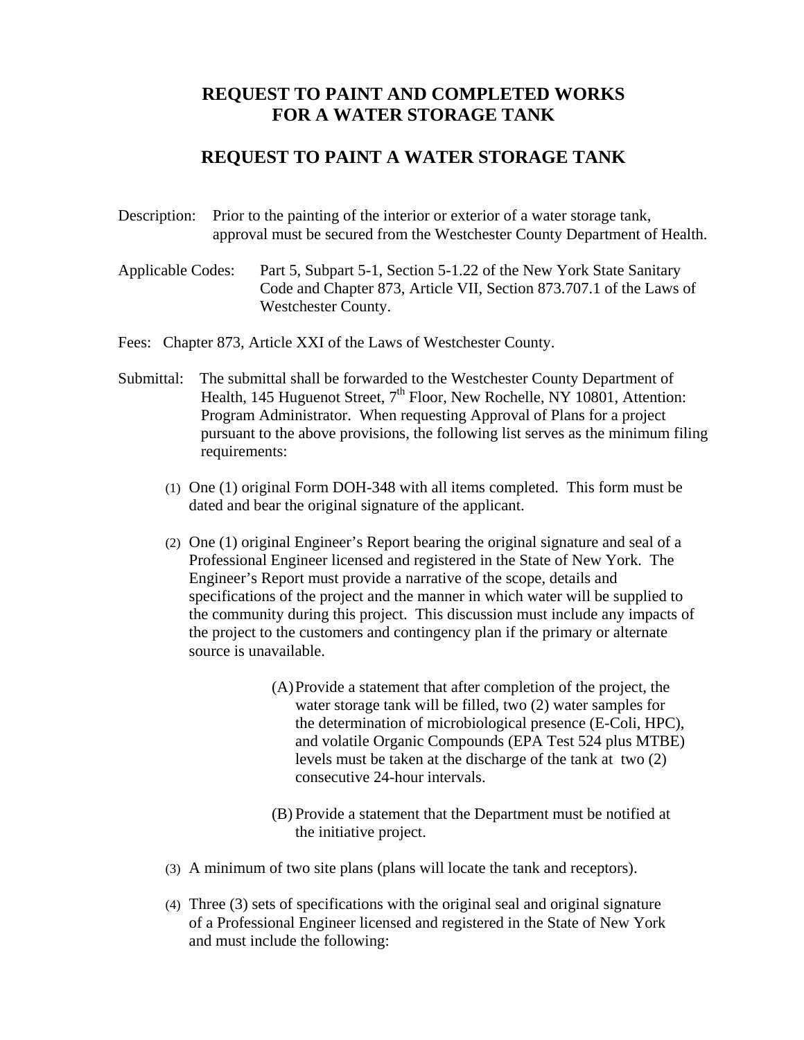# REQUEST TO PAINT AND COMPLETED WORKS FOR A WATER STORAGE TANK

## REQUEST TO PAINT A WATER STORAGE TANK

Description: Prior to the painting of the interior or exterior of a water storage tank, approval must be secured from the Westchester County Department of Health.

Applicable Codes: Part 5, Subpart 5-1, Section 5-1.22 of the New York State Sanitary Code and Chapter 873, Article VII, Section 873.707.1 of the Laws of Westchester County.

Fees: Chapter 873, Article XXI of the Laws of Westchester County.

Submittal: The submittal shall be forwarded to the Westchester County Department of Health, 145 Huguenot Street, 7th Floor, New Rochelle, NY 10801, Attention: Program Administrator. When requesting Approval of Plans for a project pursuant to the above provisions, the following list serves as the minimum filing requirements:

(1) One (1) original Form DOH-348 with all items completed. This form must be dated and bear the original signature of the applicant.

(2) One (1) original Engineer's Report bearing the original signature and seal of a Professional Engineer licensed and registered in the State of New York. The Engineer's Report must provide a narrative of the scope, details and specifications of the project and the manner in which water will be supplied to the community during this project. This discussion must include any impacts of the project to the customers and contingency plan if the primary or alternate source is unavailable.

   (A) Provide a statement that after completion of the project, the water storage tank will be filled, two (2) water samples for the determination of microbiological presence (E-Coli, HPC), and volatile Organic Compounds (EPA Test 524 plus MTBE) levels must be taken at the discharge of the tank at two (2) consecutive 24-hour intervals.

   (B) Provide a statement that the Department must be notified at the initiative project.

(3) A minimum of two site plans (plans will locate the tank and receptors).

(4) Three (3) sets of specifications with the original seal and original signature of a Professional Engineer licensed and registered in the State of New York and must include the following: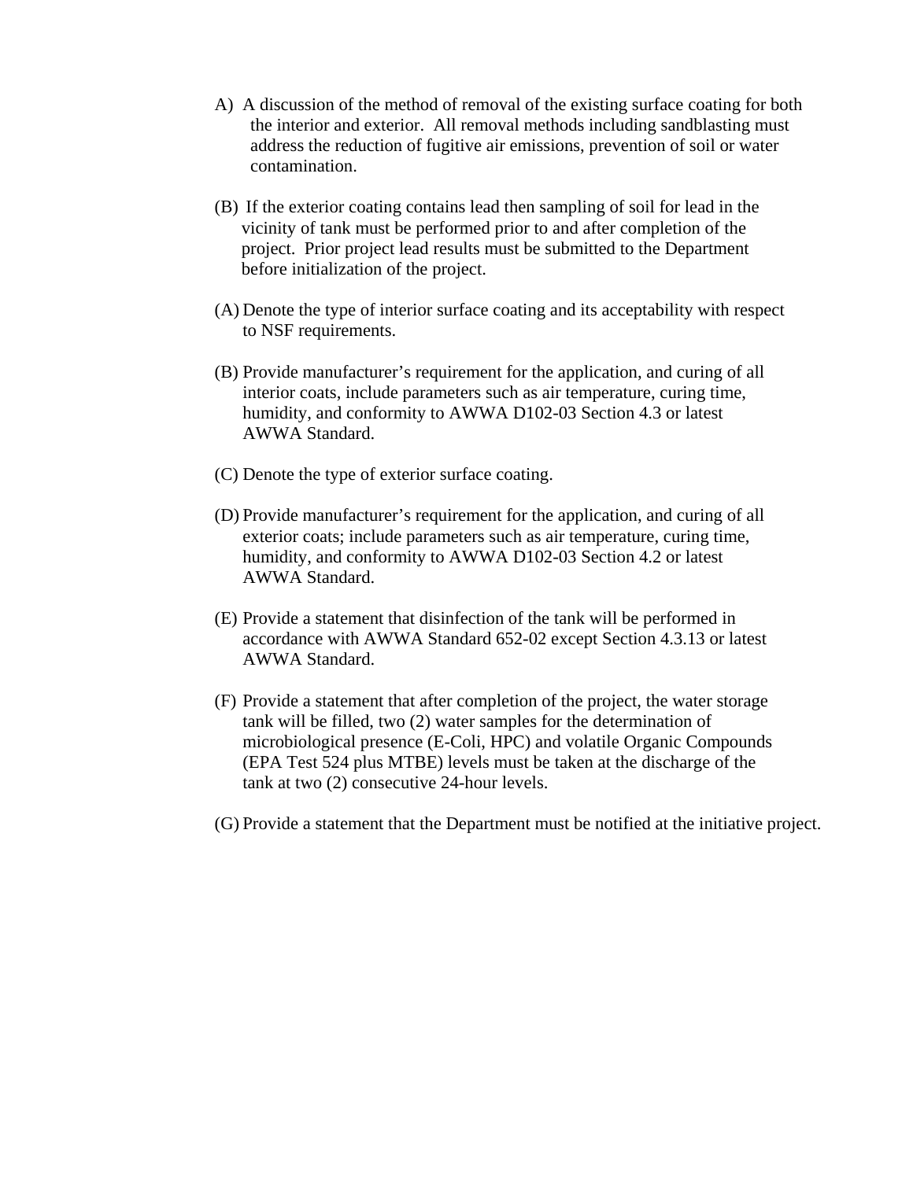A) A discussion of the method of removal of the existing surface coating for both the interior and exterior. All removal methods including sandblasting must address the reduction of fugitive air emissions, prevention of soil or water contamination.

(B) If the exterior coating contains lead then sampling of soil for lead in the vicinity of tank must be performed prior to and after completion of the project. Prior project lead results must be submitted to the Department before initialization of the project.

(A) Denote the type of interior surface coating and its acceptability with respect to NSF requirements.

(B) Provide manufacturer's requirement for the application, and curing of all interior coats, include parameters such as air temperature, curing time, humidity, and conformity to AWWA D102-03 Section 4.3 or latest AWWA Standard.

(C) Denote the type of exterior surface coating.

(D) Provide manufacturer's requirement for the application, and curing of all exterior coats; include parameters such as air temperature, curing time, humidity, and conformity to AWWA D102-03 Section 4.2 or latest AWWA Standard.

(E) Provide a statement that disinfection of the tank will be performed in accordance with AWWA Standard 652-02 except Section 4.3.13 or latest AWWA Standard.

(F) Provide a statement that after completion of the project, the water storage tank will be filled, two (2) water samples for the determination of microbiological presence (E-Coli, HPC) and volatile Organic Compounds (EPA Test 524 plus MTBE) levels must be taken at the discharge of the tank at two (2) consecutive 24-hour levels.

(G) Provide a statement that the Department must be notified at the initiative project.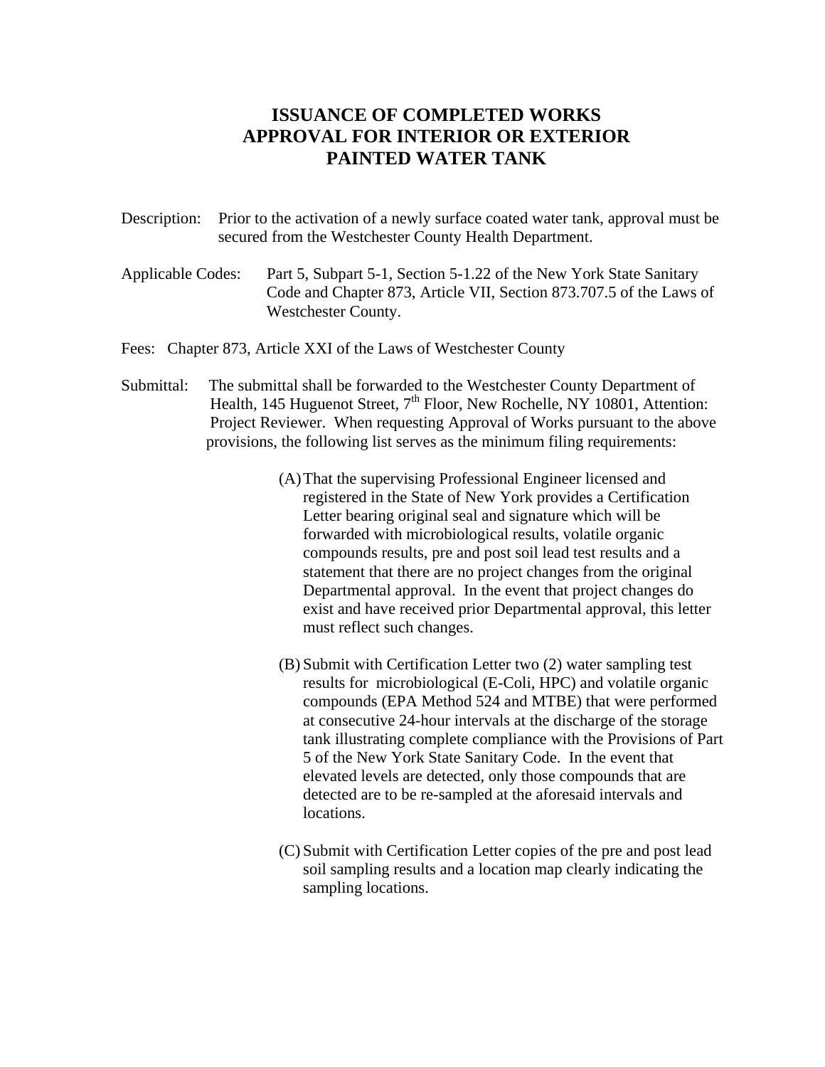# ISSUANCE OF COMPLETED WORKS APPROVAL FOR INTERIOR OR EXTERIOR PAINTED WATER TANK

Description: Prior to the activation of a newly surface coated water tank, approval must be secured from the Westchester County Health Department.

Applicable Codes: Part 5, Subpart 5-1, Section 5-1.22 of the New York State Sanitary Code and Chapter 873, Article VII, Section 873.707.5 of the Laws of Westchester County.

Fees: Chapter 873, Article XXI of the Laws of Westchester County

Submittal: The submittal shall be forwarded to the Westchester County Department of Health, 145 Huguenot Street, 7th Floor, New Rochelle, NY 10801, Attention: Project Reviewer. When requesting Approval of Works pursuant to the above provisions, the following list serves as the minimum filing requirements:

(A) That the supervising Professional Engineer licensed and registered in the State of New York provides a Certification Letter bearing original seal and signature which will be forwarded with microbiological results, volatile organic compounds results, pre and post soil lead test results and a statement that there are no project changes from the original Departmental approval. In the event that project changes do exist and have received prior Departmental approval, this letter must reflect such changes.

(B) Submit with Certification Letter two (2) water sampling test results for microbiological (E-Coli, HPC) and volatile organic compounds (EPA Method 524 and MTBE) that were performed at consecutive 24-hour intervals at the discharge of the storage tank illustrating complete compliance with the Provisions of Part 5 of the New York State Sanitary Code. In the event that elevated levels are detected, only those compounds that are detected are to be re-sampled at the aforesaid intervals and locations.

(C) Submit with Certification Letter copies of the pre and post lead soil sampling results and a location map clearly indicating the sampling locations.